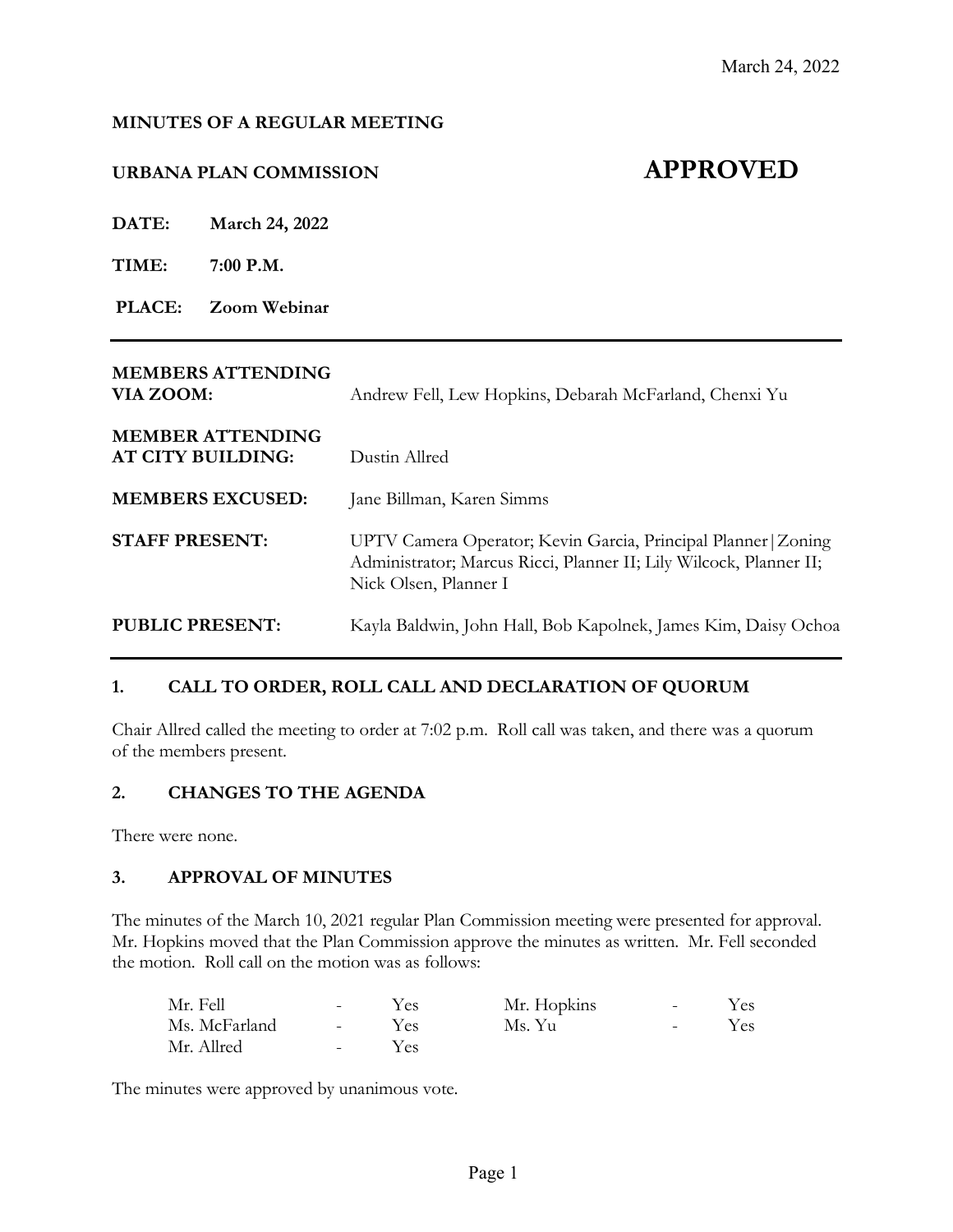March 24, 2022

**MINUTES OF A REGULAR MEETING**

**URBANA PLAN COMMISSION** **APPROVED**

**DATE:** **March 24, 2022**

**TIME:** **7:00 P.M.**

**PLACE:** **Zoom Webinar**

---

| | |
|---|---|
| **MEMBERS ATTENDING VIA ZOOM:** | Andrew Fell, Lew Hopkins, Debarah McFarland, Chenxi Yu |
| **MEMBER ATTENDING AT CITY BUILDING:** | Dustin Allred |
| **MEMBERS EXCUSED:** | Jane Billman, Karen Simms |
| **STAFF PRESENT:** | UPTV Camera Operator; Kevin Garcia, Principal Planner\|Zoning Administrator; Marcus Ricci, Planner II; Lily Wilcock, Planner II; Nick Olsen, Planner I |
| **PUBLIC PRESENT:** | Kayla Baldwin, John Hall, Bob Kapolnek, James Kim, Daisy Ochoa |

---

## 1. CALL TO ORDER, ROLL CALL AND DECLARATION OF QUORUM

Chair Allred called the meeting to order at 7:02 p.m. Roll call was taken, and there was a quorum of the members present.

## 2. CHANGES TO THE AGENDA

There were none.

## 3. APPROVAL OF MINUTES

The minutes of the March 10, 2021 regular Plan Commission meeting were presented for approval. Mr. Hopkins moved that the Plan Commission approve the minutes as written. Mr. Fell seconded the motion. Roll call on the motion was as follows:

| | | | | | |
|---|---|---|---|---|---|
| Mr. Fell | - | Yes | Mr. Hopkins | - | Yes |
| Ms. McFarland | - | Yes | Ms. Yu | - | Yes |
| Mr. Allred | - | Yes | | | |

The minutes were approved by unanimous vote.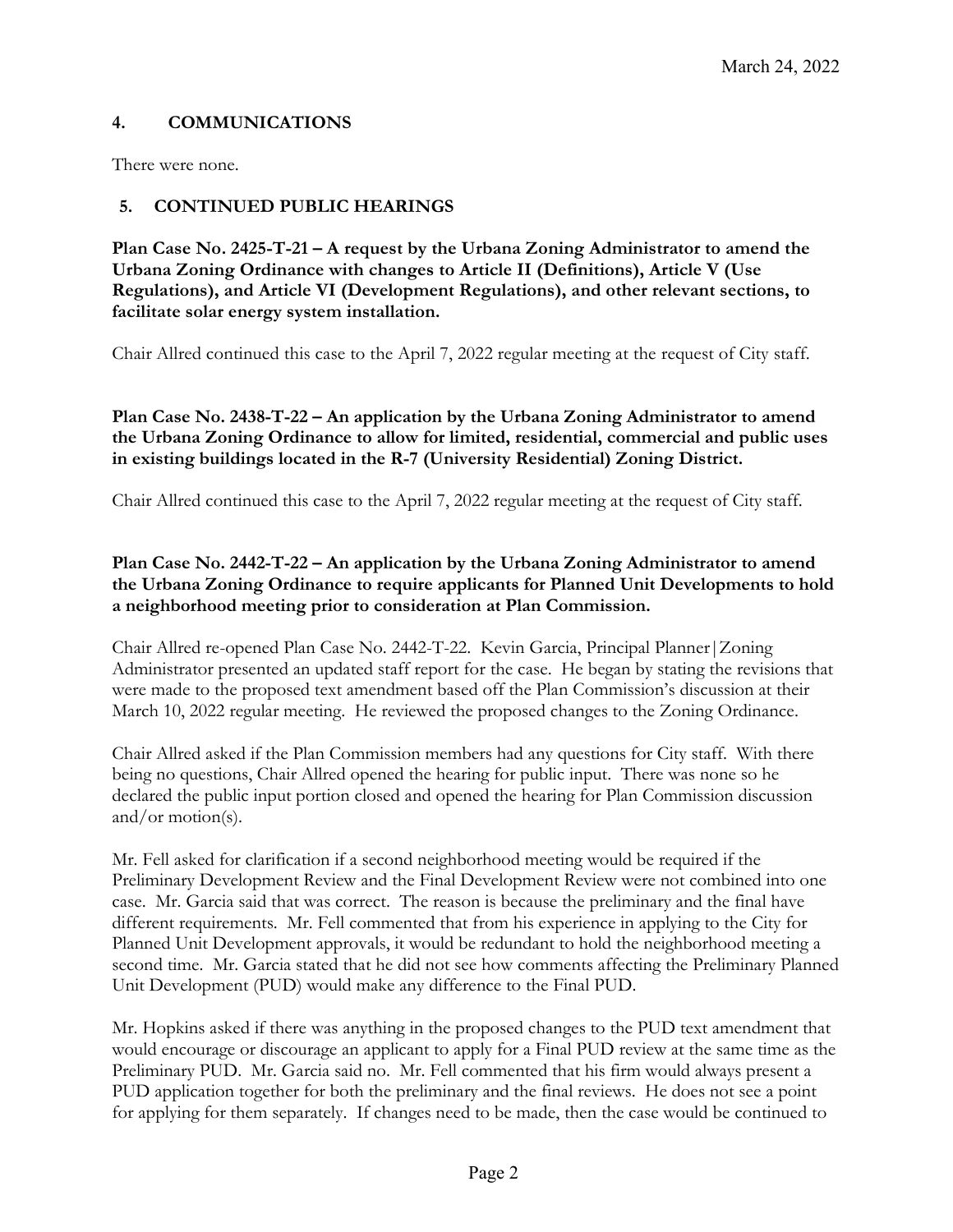## 4. COMMUNICATIONS

There were none.

## 5. CONTINUED PUBLIC HEARINGS

**Plan Case No. 2425-T-21 – A request by the Urbana Zoning Administrator to amend the Urbana Zoning Ordinance with changes to Article II (Definitions), Article V (Use Regulations), and Article VI (Development Regulations), and other relevant sections, to facilitate solar energy system installation.**

Chair Allred continued this case to the April 7, 2022 regular meeting at the request of City staff.

**Plan Case No. 2438-T-22 – An application by the Urbana Zoning Administrator to amend the Urbana Zoning Ordinance to allow for limited, residential, commercial and public uses in existing buildings located in the R-7 (University Residential) Zoning District.**

Chair Allred continued this case to the April 7, 2022 regular meeting at the request of City staff.

**Plan Case No. 2442-T-22 – An application by the Urbana Zoning Administrator to amend the Urbana Zoning Ordinance to require applicants for Planned Unit Developments to hold a neighborhood meeting prior to consideration at Plan Commission.**

Chair Allred re-opened Plan Case No. 2442-T-22. Kevin Garcia, Principal Planner|Zoning Administrator presented an updated staff report for the case. He began by stating the revisions that were made to the proposed text amendment based off the Plan Commission's discussion at their March 10, 2022 regular meeting. He reviewed the proposed changes to the Zoning Ordinance.

Chair Allred asked if the Plan Commission members had any questions for City staff. With there being no questions, Chair Allred opened the hearing for public input. There was none so he declared the public input portion closed and opened the hearing for Plan Commission discussion and/or motion(s).

Mr. Fell asked for clarification if a second neighborhood meeting would be required if the Preliminary Development Review and the Final Development Review were not combined into one case. Mr. Garcia said that was correct. The reason is because the preliminary and the final have different requirements. Mr. Fell commented that from his experience in applying to the City for Planned Unit Development approvals, it would be redundant to hold the neighborhood meeting a second time. Mr. Garcia stated that he did not see how comments affecting the Preliminary Planned Unit Development (PUD) would make any difference to the Final PUD.

Mr. Hopkins asked if there was anything in the proposed changes to the PUD text amendment that would encourage or discourage an applicant to apply for a Final PUD review at the same time as the Preliminary PUD. Mr. Garcia said no. Mr. Fell commented that his firm would always present a PUD application together for both the preliminary and the final reviews. He does not see a point for applying for them separately. If changes need to be made, then the case would be continued to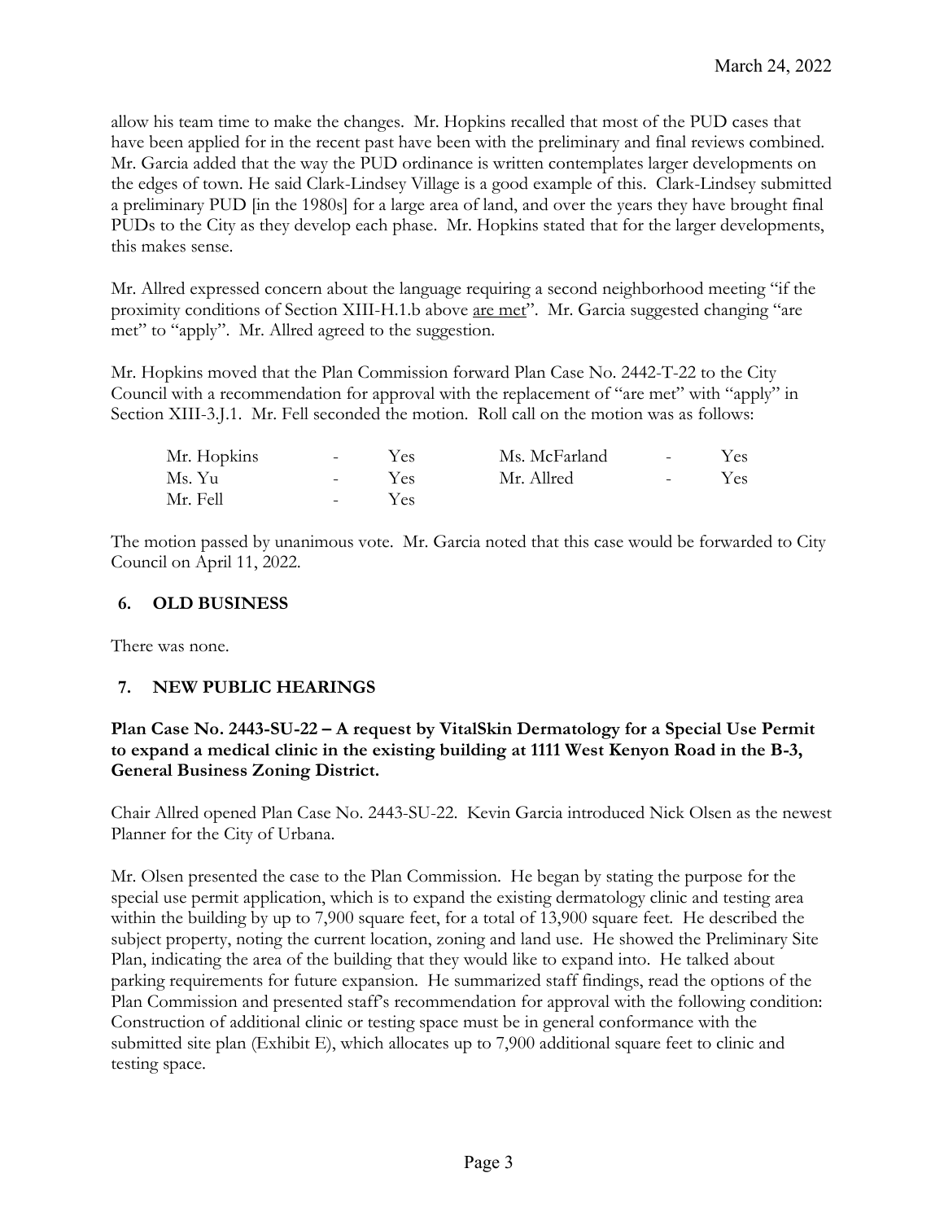allow his team time to make the changes. Mr. Hopkins recalled that most of the PUD cases that have been applied for in the recent past have been with the preliminary and final reviews combined. Mr. Garcia added that the way the PUD ordinance is written contemplates larger developments on the edges of town. He said Clark-Lindsey Village is a good example of this. Clark-Lindsey submitted a preliminary PUD [in the 1980s] for a large area of land, and over the years they have brought final PUDs to the City as they develop each phase. Mr. Hopkins stated that for the larger developments, this makes sense.

Mr. Allred expressed concern about the language requiring a second neighborhood meeting "if the proximity conditions of Section XIII-H.1.b above <u>are met</u>". Mr. Garcia suggested changing "are met" to "apply". Mr. Allred agreed to the suggestion.

Mr. Hopkins moved that the Plan Commission forward Plan Case No. 2442-T-22 to the City Council with a recommendation for approval with the replacement of "are met" with "apply" in Section XIII-3.J.1. Mr. Fell seconded the motion. Roll call on the motion was as follows:

| | | | | | |
|---|---|---|---|---|---|
| Mr. Hopkins | - | Yes | Ms. McFarland | - | Yes |
| Ms. Yu | - | Yes | Mr. Allred | - | Yes |
| Mr. Fell | - | Yes | | | |

The motion passed by unanimous vote. Mr. Garcia noted that this case would be forwarded to City Council on April 11, 2022.

## 6. OLD BUSINESS

There was none.

## 7. NEW PUBLIC HEARINGS

**Plan Case No. 2443-SU-22 – A request by VitalSkin Dermatology for a Special Use Permit to expand a medical clinic in the existing building at 1111 West Kenyon Road in the B-3, General Business Zoning District.**

Chair Allred opened Plan Case No. 2443-SU-22. Kevin Garcia introduced Nick Olsen as the newest Planner for the City of Urbana.

Mr. Olsen presented the case to the Plan Commission. He began by stating the purpose for the special use permit application, which is to expand the existing dermatology clinic and testing area within the building by up to 7,900 square feet, for a total of 13,900 square feet. He described the subject property, noting the current location, zoning and land use. He showed the Preliminary Site Plan, indicating the area of the building that they would like to expand into. He talked about parking requirements for future expansion. He summarized staff findings, read the options of the Plan Commission and presented staff's recommendation for approval with the following condition: Construction of additional clinic or testing space must be in general conformance with the submitted site plan (Exhibit E), which allocates up to 7,900 additional square feet to clinic and testing space.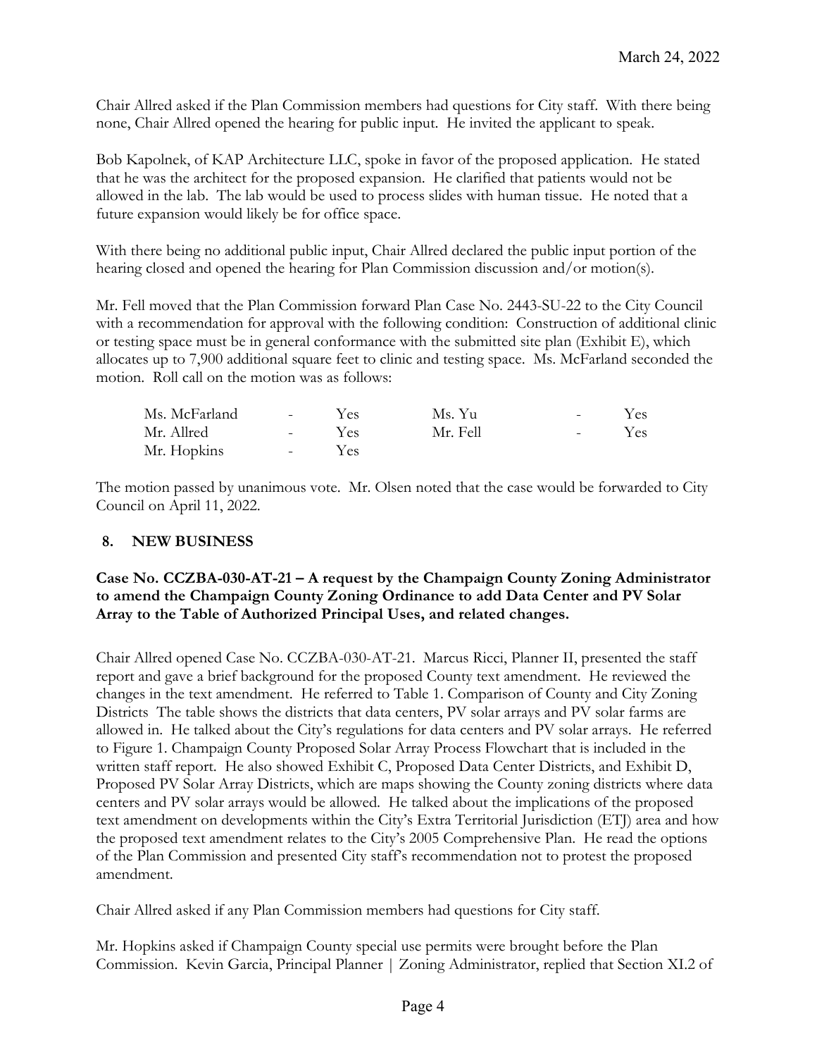Chair Allred asked if the Plan Commission members had questions for City staff. With there being none, Chair Allred opened the hearing for public input. He invited the applicant to speak.

Bob Kapolnek, of KAP Architecture LLC, spoke in favor of the proposed application. He stated that he was the architect for the proposed expansion. He clarified that patients would not be allowed in the lab. The lab would be used to process slides with human tissue. He noted that a future expansion would likely be for office space.

With there being no additional public input, Chair Allred declared the public input portion of the hearing closed and opened the hearing for Plan Commission discussion and/or motion(s).

Mr. Fell moved that the Plan Commission forward Plan Case No. 2443-SU-22 to the City Council with a recommendation for approval with the following condition: Construction of additional clinic or testing space must be in general conformance with the submitted site plan (Exhibit E), which allocates up to 7,900 additional square feet to clinic and testing space. Ms. McFarland seconded the motion. Roll call on the motion was as follows:

| | | | | | |
|---|---|---|---|---|---|
| Ms. McFarland | - | Yes | Ms. Yu | - | Yes |
| Mr. Allred | - | Yes | Mr. Fell | - | Yes |
| Mr. Hopkins | - | Yes | | | |

The motion passed by unanimous vote. Mr. Olsen noted that the case would be forwarded to City Council on April 11, 2022.

## 8. NEW BUSINESS

**Case No. CCZBA-030-AT-21 – A request by the Champaign County Zoning Administrator to amend the Champaign County Zoning Ordinance to add Data Center and PV Solar Array to the Table of Authorized Principal Uses, and related changes.**

Chair Allred opened Case No. CCZBA-030-AT-21. Marcus Ricci, Planner II, presented the staff report and gave a brief background for the proposed County text amendment. He reviewed the changes in the text amendment. He referred to Table 1. Comparison of County and City Zoning Districts The table shows the districts that data centers, PV solar arrays and PV solar farms are allowed in. He talked about the City's regulations for data centers and PV solar arrays. He referred to Figure 1. Champaign County Proposed Solar Array Process Flowchart that is included in the written staff report. He also showed Exhibit C, Proposed Data Center Districts, and Exhibit D, Proposed PV Solar Array Districts, which are maps showing the County zoning districts where data centers and PV solar arrays would be allowed. He talked about the implications of the proposed text amendment on developments within the City's Extra Territorial Jurisdiction (ETJ) area and how the proposed text amendment relates to the City's 2005 Comprehensive Plan. He read the options of the Plan Commission and presented City staff's recommendation not to protest the proposed amendment.

Chair Allred asked if any Plan Commission members had questions for City staff.

Mr. Hopkins asked if Champaign County special use permits were brought before the Plan Commission. Kevin Garcia, Principal Planner | Zoning Administrator, replied that Section XI.2 of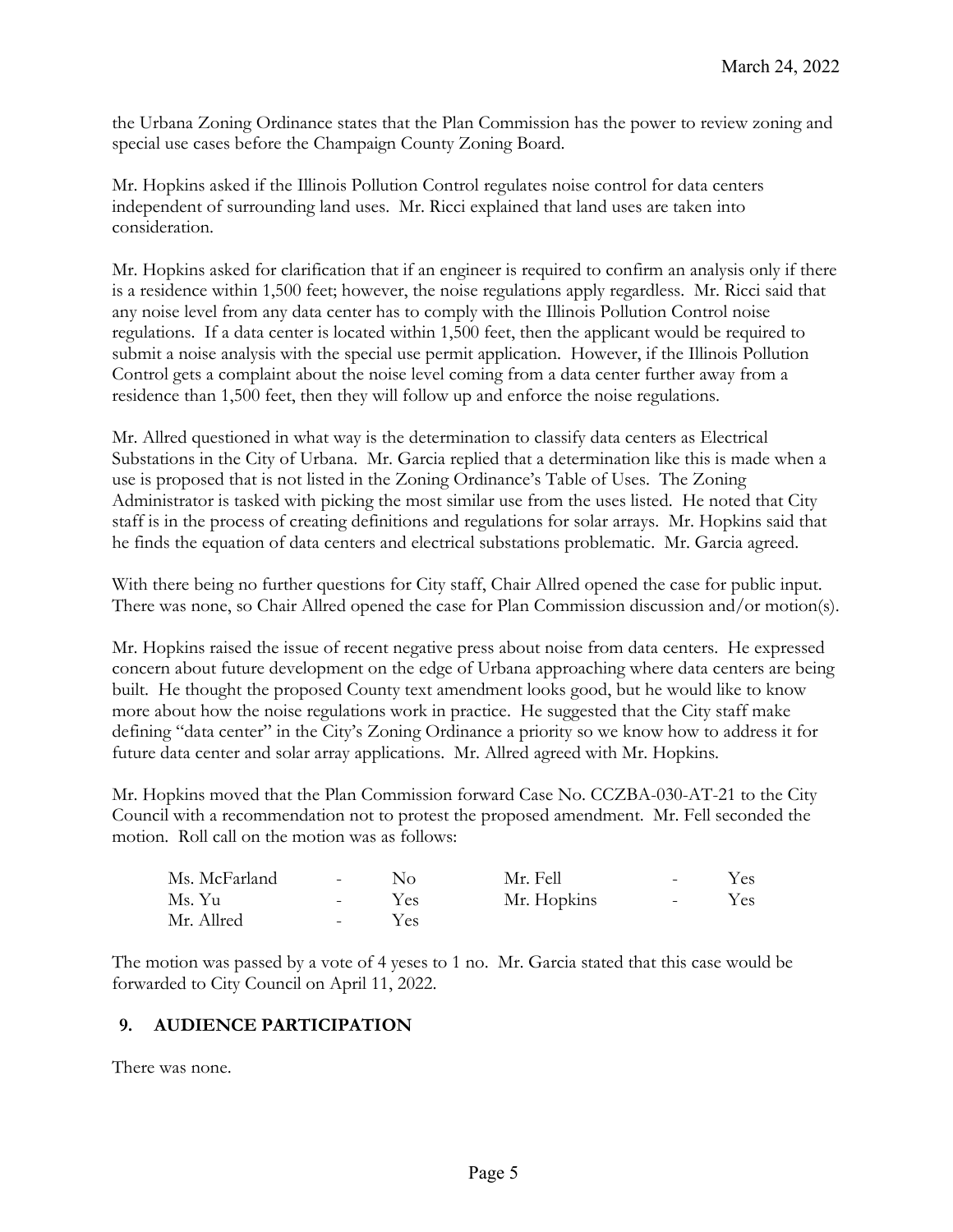the Urbana Zoning Ordinance states that the Plan Commission has the power to review zoning and special use cases before the Champaign County Zoning Board.

Mr. Hopkins asked if the Illinois Pollution Control regulates noise control for data centers independent of surrounding land uses. Mr. Ricci explained that land uses are taken into consideration.

Mr. Hopkins asked for clarification that if an engineer is required to confirm an analysis only if there is a residence within 1,500 feet; however, the noise regulations apply regardless. Mr. Ricci said that any noise level from any data center has to comply with the Illinois Pollution Control noise regulations. If a data center is located within 1,500 feet, then the applicant would be required to submit a noise analysis with the special use permit application. However, if the Illinois Pollution Control gets a complaint about the noise level coming from a data center further away from a residence than 1,500 feet, then they will follow up and enforce the noise regulations.

Mr. Allred questioned in what way is the determination to classify data centers as Electrical Substations in the City of Urbana. Mr. Garcia replied that a determination like this is made when a use is proposed that is not listed in the Zoning Ordinance's Table of Uses. The Zoning Administrator is tasked with picking the most similar use from the uses listed. He noted that City staff is in the process of creating definitions and regulations for solar arrays. Mr. Hopkins said that he finds the equation of data centers and electrical substations problematic. Mr. Garcia agreed.

With there being no further questions for City staff, Chair Allred opened the case for public input. There was none, so Chair Allred opened the case for Plan Commission discussion and/or motion(s).

Mr. Hopkins raised the issue of recent negative press about noise from data centers. He expressed concern about future development on the edge of Urbana approaching where data centers are being built. He thought the proposed County text amendment looks good, but he would like to know more about how the noise regulations work in practice. He suggested that the City staff make defining "data center" in the City's Zoning Ordinance a priority so we know how to address it for future data center and solar array applications. Mr. Allred agreed with Mr. Hopkins.

Mr. Hopkins moved that the Plan Commission forward Case No. CCZBA-030-AT-21 to the City Council with a recommendation not to protest the proposed amendment. Mr. Fell seconded the motion. Roll call on the motion was as follows:

| | | | | | |
|---|---|---|---|---|---|
| Ms. McFarland | - | No | Mr. Fell | - | Yes |
| Ms. Yu | - | Yes | Mr. Hopkins | - | Yes |
| Mr. Allred | - | Yes | | | |

The motion was passed by a vote of 4 yeses to 1 no. Mr. Garcia stated that this case would be forwarded to City Council on April 11, 2022.

## 9. AUDIENCE PARTICIPATION

There was none.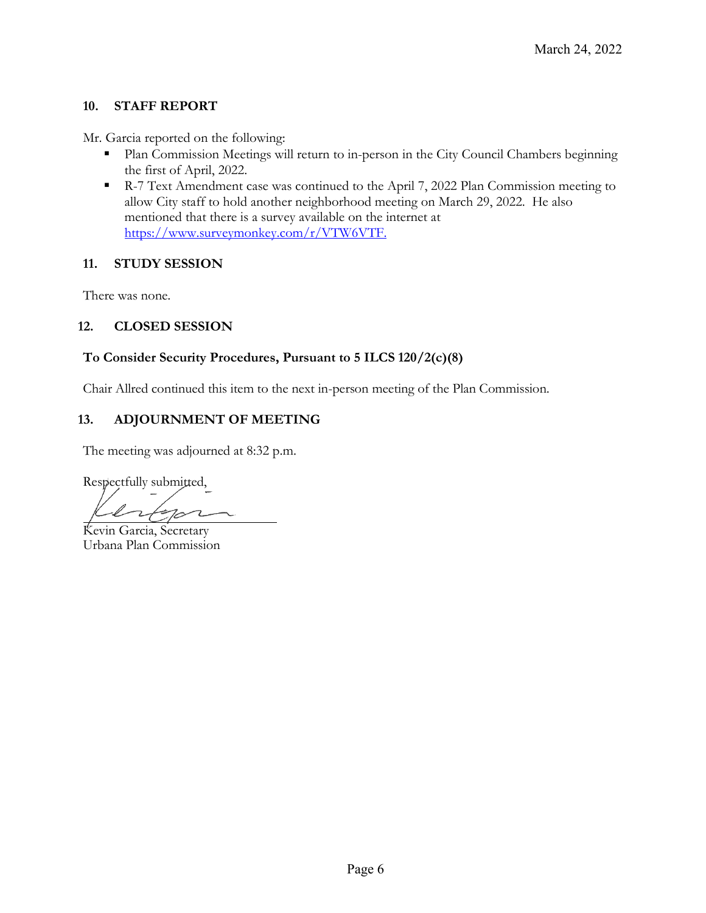## 10. STAFF REPORT

Mr. Garcia reported on the following:

- Plan Commission Meetings will return to in-person in the City Council Chambers beginning the first of April, 2022.
- R-7 Text Amendment case was continued to the April 7, 2022 Plan Commission meeting to allow City staff to hold another neighborhood meeting on March 29, 2022. He also mentioned that there is a survey available on the internet at https://www.surveymonkey.com/r/VTW6VTF.

## 11. STUDY SESSION

There was none.

## 12. CLOSED SESSION

**To Consider Security Procedures, Pursuant to 5 ILCS 120/2(c)(8)**

Chair Allred continued this item to the next in-person meeting of the Plan Commission.

## 13. ADJOURNMENT OF MEETING

The meeting was adjourned at 8:32 p.m.

Respectfully submitted,

Kevin Garcia, Secretary
Urbana Plan Commission